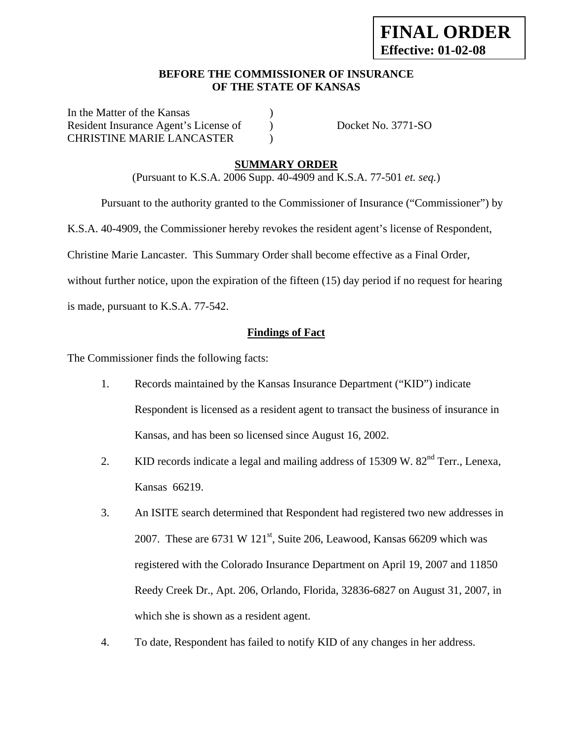**FINAL ORDER**
**Effective: 01-02-08**

**BEFORE THE COMMISSIONER OF INSURANCE**
**OF THE STATE OF KANSAS**

In the Matter of the Kansas )
Resident Insurance Agent's License of ) Docket No. 3771-SO
CHRISTINE MARIE LANCASTER )

**SUMMARY ORDER**

(Pursuant to K.S.A. 2006 Supp. 40-4909 and K.S.A. 77-501 *et. seq.*)

Pursuant to the authority granted to the Commissioner of Insurance ("Commissioner") by K.S.A. 40-4909, the Commissioner hereby revokes the resident agent's license of Respondent, Christine Marie Lancaster. This Summary Order shall become effective as a Final Order, without further notice, upon the expiration of the fifteen (15) day period if no request for hearing is made, pursuant to K.S.A. 77-542.

**Findings of Fact**

The Commissioner finds the following facts:

1. Records maintained by the Kansas Insurance Department ("KID") indicate Respondent is licensed as a resident agent to transact the business of insurance in Kansas, and has been so licensed since August 16, 2002.

2. KID records indicate a legal and mailing address of 15309 W. 82nd Terr., Lenexa, Kansas 66219.

3. An ISITE search determined that Respondent had registered two new addresses in 2007. These are 6731 W 121st, Suite 206, Leawood, Kansas 66209 which was registered with the Colorado Insurance Department on April 19, 2007 and 11850 Reedy Creek Dr., Apt. 206, Orlando, Florida, 32836-6827 on August 31, 2007, in which she is shown as a resident agent.

4. To date, Respondent has failed to notify KID of any changes in her address.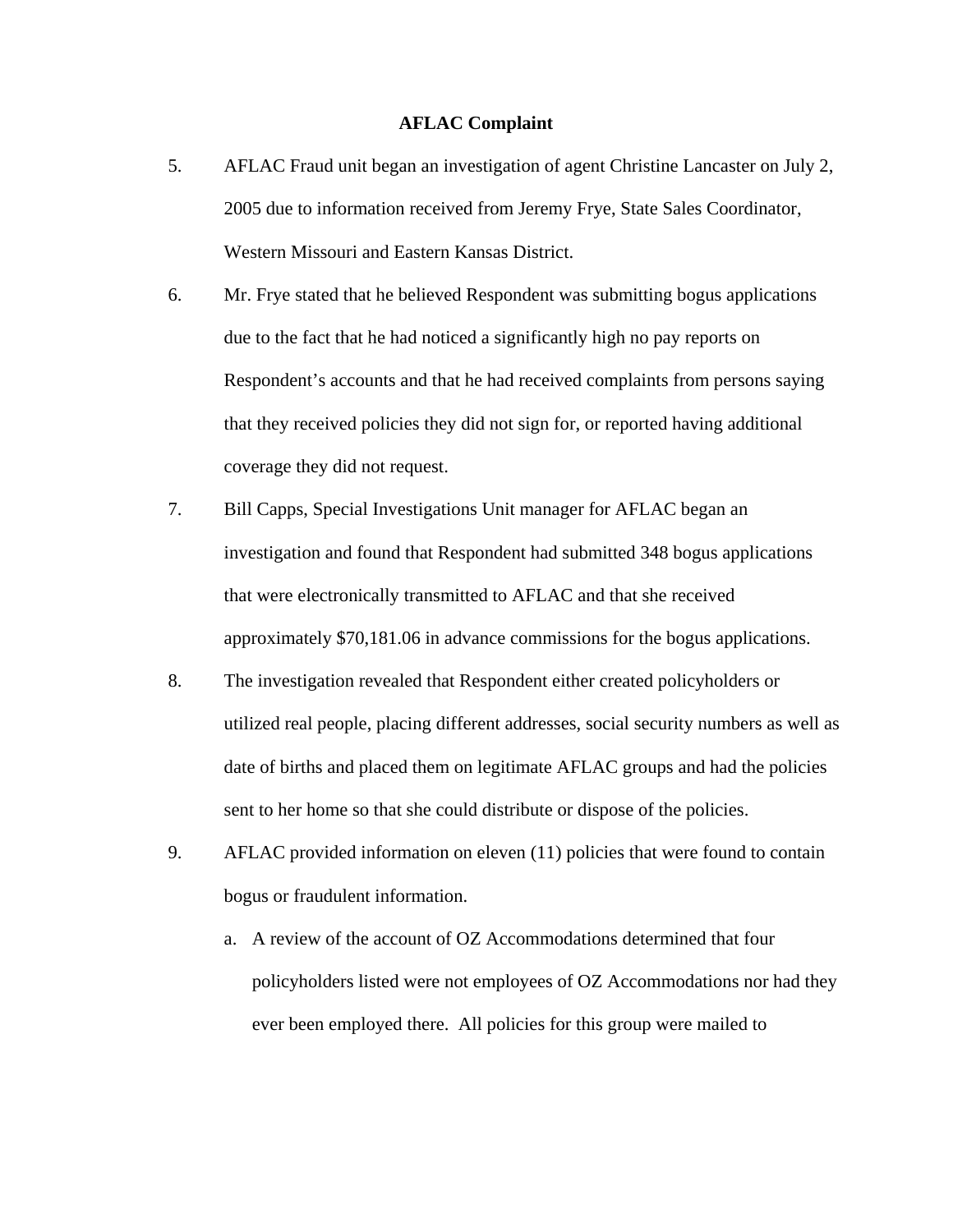**AFLAC Complaint**

5. AFLAC Fraud unit began an investigation of agent Christine Lancaster on July 2, 2005 due to information received from Jeremy Frye, State Sales Coordinator, Western Missouri and Eastern Kansas District.

6. Mr. Frye stated that he believed Respondent was submitting bogus applications due to the fact that he had noticed a significantly high no pay reports on Respondent's accounts and that he had received complaints from persons saying that they received policies they did not sign for, or reported having additional coverage they did not request.

7. Bill Capps, Special Investigations Unit manager for AFLAC began an investigation and found that Respondent had submitted 348 bogus applications that were electronically transmitted to AFLAC and that she received approximately $70,181.06 in advance commissions for the bogus applications.

8. The investigation revealed that Respondent either created policyholders or utilized real people, placing different addresses, social security numbers as well as date of births and placed them on legitimate AFLAC groups and had the policies sent to her home so that she could distribute or dispose of the policies.

9. AFLAC provided information on eleven (11) policies that were found to contain bogus or fraudulent information.

    a. A review of the account of OZ Accommodations determined that four policyholders listed were not employees of OZ Accommodations nor had they ever been employed there. All policies for this group were mailed to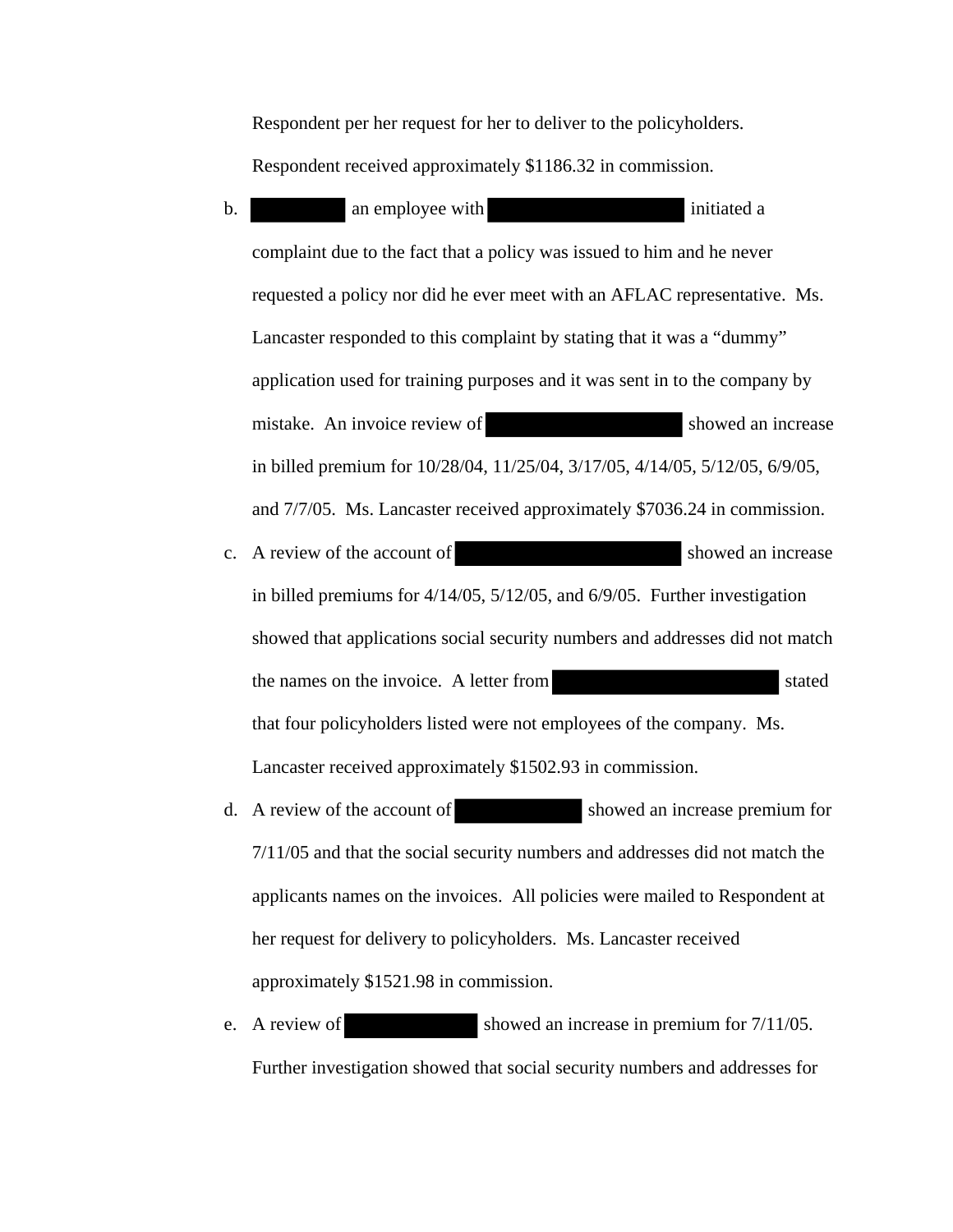Respondent per her request for her to deliver to the policyholders. Respondent received approximately $1186.32 in commission.

b. ██████ an employee with ██████████████ initiated a complaint due to the fact that a policy was issued to him and he never requested a policy nor did he ever meet with an AFLAC representative. Ms. Lancaster responded to this complaint by stating that it was a "dummy" application used for training purposes and it was sent in to the company by mistake. An invoice review of ██████████████ showed an increase in billed premium for 10/28/04, 11/25/04, 3/17/05, 4/14/05, 5/12/05, 6/9/05, and 7/7/05. Ms. Lancaster received approximately $7036.24 in commission.

c. A review of the account of ████████████████ showed an increase in billed premiums for 4/14/05, 5/12/05, and 6/9/05. Further investigation showed that applications social security numbers and addresses did not match the names on the invoice. A letter from ████████████████ stated that four policyholders listed were not employees of the company. Ms. Lancaster received approximately $1502.93 in commission.

d. A review of the account of █████████ showed an increase premium for 7/11/05 and that the social security numbers and addresses did not match the applicants names on the invoices. All policies were mailed to Respondent at her request for delivery to policyholders. Ms. Lancaster received approximately $1521.98 in commission.

e. A review of █████████ showed an increase in premium for 7/11/05. Further investigation showed that social security numbers and addresses for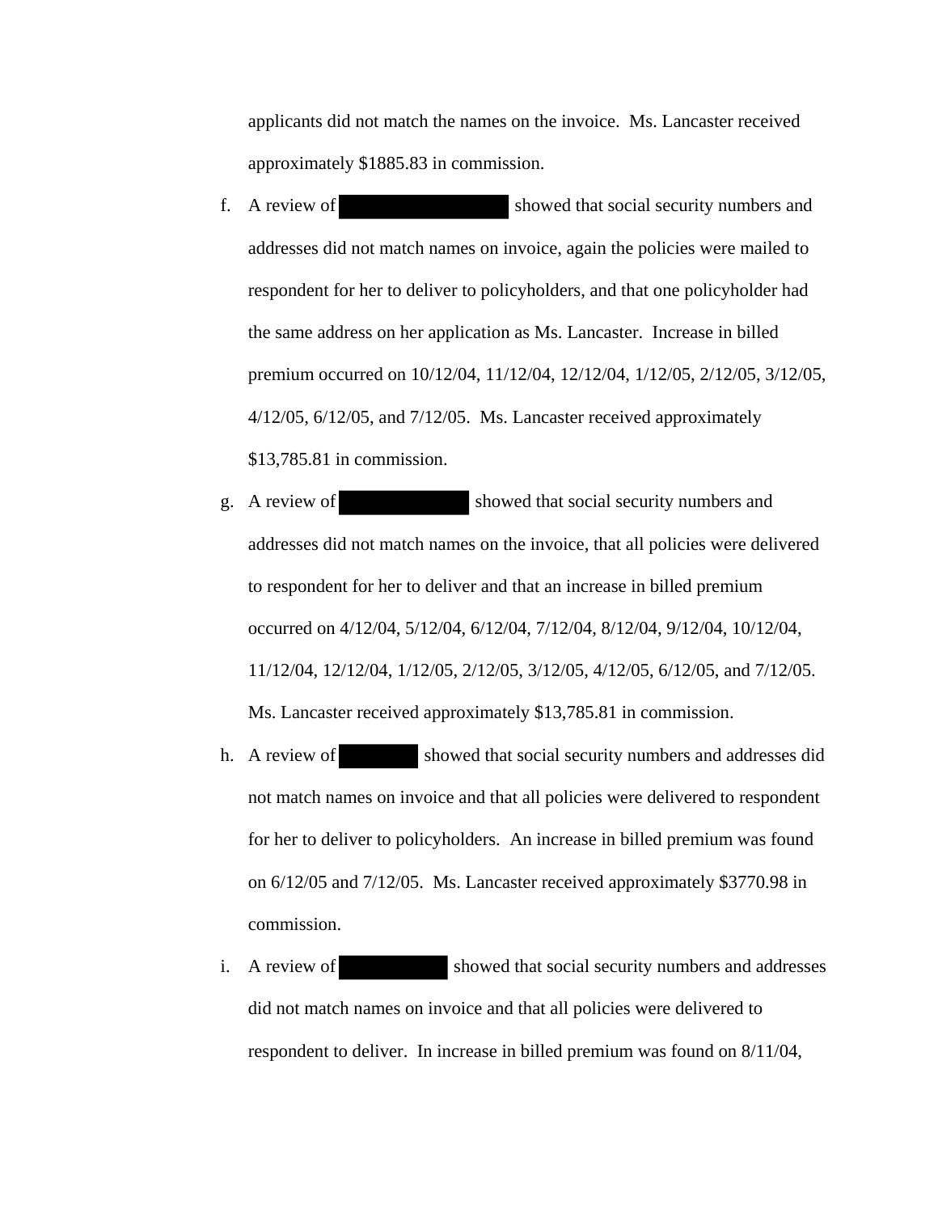applicants did not match the names on the invoice. Ms. Lancaster received approximately $1885.83 in commission.

f. A review of ████████████ showed that social security numbers and addresses did not match names on invoice, again the policies were mailed to respondent for her to deliver to policyholders, and that one policyholder had the same address on her application as Ms. Lancaster. Increase in billed premium occurred on 10/12/04, 11/12/04, 12/12/04, 1/12/05, 2/12/05, 3/12/05, 4/12/05, 6/12/05, and 7/12/05. Ms. Lancaster received approximately $13,785.81 in commission.

g. A review of ██████████ showed that social security numbers and addresses did not match names on the invoice, that all policies were delivered to respondent for her to deliver and that an increase in billed premium occurred on 4/12/04, 5/12/04, 6/12/04, 7/12/04, 8/12/04, 9/12/04, 10/12/04, 11/12/04, 12/12/04, 1/12/05, 2/12/05, 3/12/05, 4/12/05, 6/12/05, and 7/12/05. Ms. Lancaster received approximately $13,785.81 in commission.

h. A review of ██████ showed that social security numbers and addresses did not match names on invoice and that all policies were delivered to respondent for her to deliver to policyholders. An increase in billed premium was found on 6/12/05 and 7/12/05. Ms. Lancaster received approximately $3770.98 in commission.

i. A review of ████████ showed that social security numbers and addresses did not match names on invoice and that all policies were delivered to respondent to deliver. In increase in billed premium was found on 8/11/04,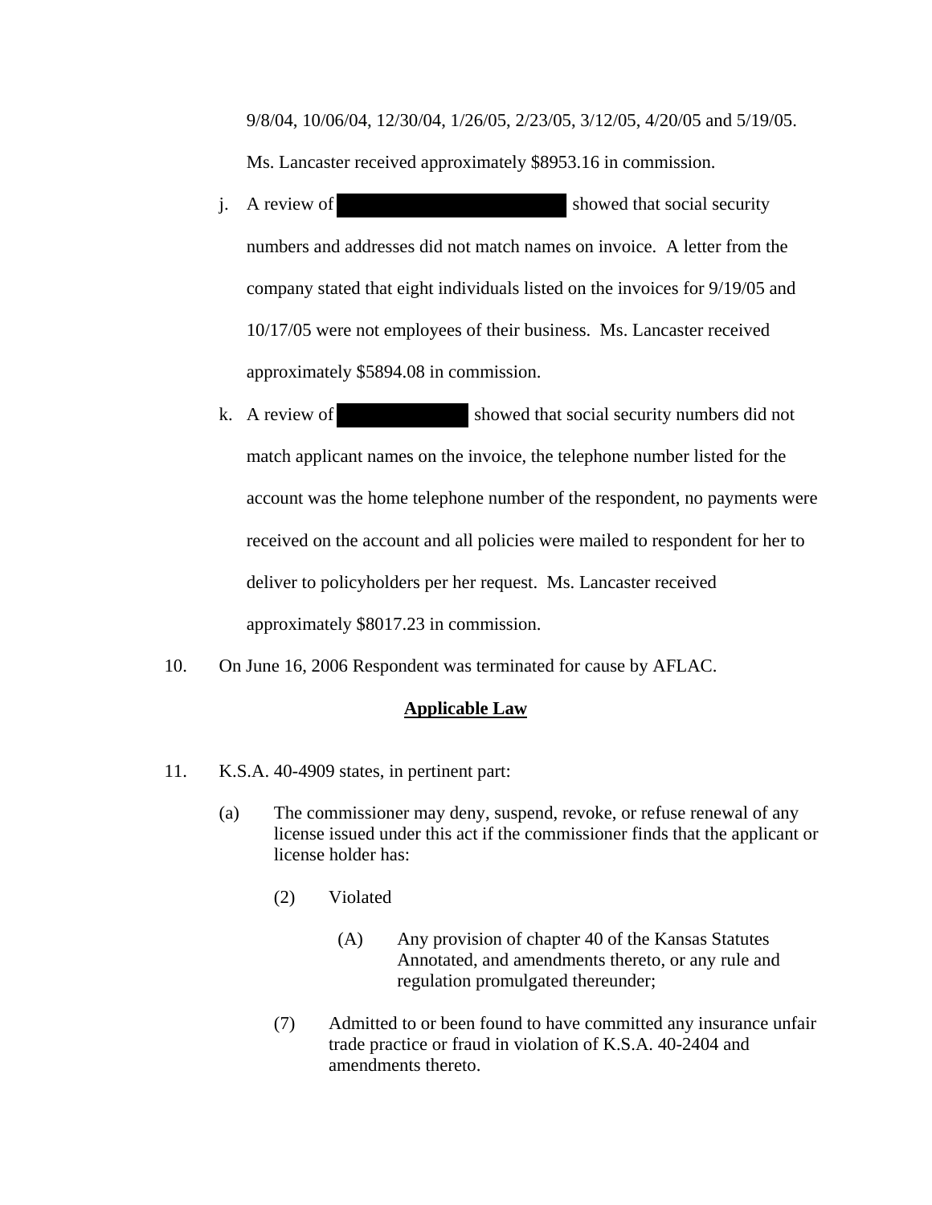9/8/04, 10/06/04, 12/30/04, 1/26/05, 2/23/05, 3/12/05, 4/20/05 and 5/19/05. Ms. Lancaster received approximately $8953.16 in commission.

j. A review of [REDACTED] showed that social security numbers and addresses did not match names on invoice. A letter from the company stated that eight individuals listed on the invoices for 9/19/05 and 10/17/05 were not employees of their business. Ms. Lancaster received approximately $5894.08 in commission.

k. A review of [REDACTED] showed that social security numbers did not match applicant names on the invoice, the telephone number listed for the account was the home telephone number of the respondent, no payments were received on the account and all policies were mailed to respondent for her to deliver to policyholders per her request. Ms. Lancaster received approximately $8017.23 in commission.

10. On June 16, 2006 Respondent was terminated for cause by AFLAC.

## **Applicable Law**

11. K.S.A. 40-4909 states, in pertinent part:

(a) The commissioner may deny, suspend, revoke, or refuse renewal of any license issued under this act if the commissioner finds that the applicant or license holder has:

(2) Violated

(A) Any provision of chapter 40 of the Kansas Statutes Annotated, and amendments thereto, or any rule and regulation promulgated thereunder;

(7) Admitted to or been found to have committed any insurance unfair trade practice or fraud in violation of K.S.A. 40-2404 and amendments thereto.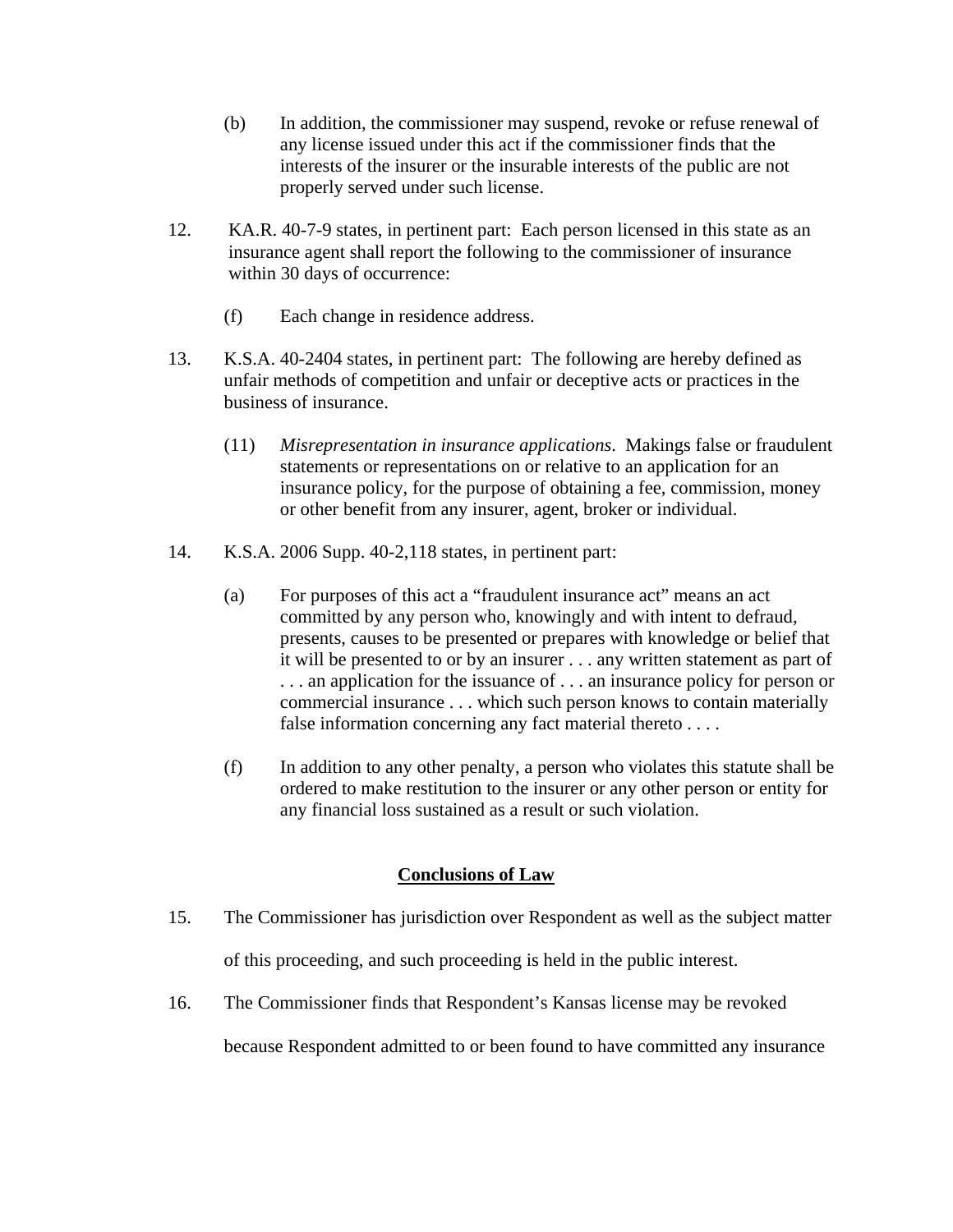(b) In addition, the commissioner may suspend, revoke or refuse renewal of any license issued under this act if the commissioner finds that the interests of the insurer or the insurable interests of the public are not properly served under such license.

12. KA.R. 40-7-9 states, in pertinent part: Each person licensed in this state as an insurance agent shall report the following to the commissioner of insurance within 30 days of occurrence:

    (f) Each change in residence address.

13. K.S.A. 40-2404 states, in pertinent part: The following are hereby defined as unfair methods of competition and unfair or deceptive acts or practices in the business of insurance.

    (11) *Misrepresentation in insurance applications*. Makings false or fraudulent statements or representations on or relative to an application for an insurance policy, for the purpose of obtaining a fee, commission, money or other benefit from any insurer, agent, broker or individual.

14. K.S.A. 2006 Supp. 40-2,118 states, in pertinent part:

    (a) For purposes of this act a "fraudulent insurance act" means an act committed by any person who, knowingly and with intent to defraud, presents, causes to be presented or prepares with knowledge or belief that it will be presented to or by an insurer . . . any written statement as part of . . . an application for the issuance of . . . an insurance policy for person or commercial insurance . . . which such person knows to contain materially false information concerning any fact material thereto . . . .

    (f) In addition to any other penalty, a person who violates this statute shall be ordered to make restitution to the insurer or any other person or entity for any financial loss sustained as a result or such violation.

## Conclusions of Law

15. The Commissioner has jurisdiction over Respondent as well as the subject matter of this proceeding, and such proceeding is held in the public interest.

16. The Commissioner finds that Respondent's Kansas license may be revoked because Respondent admitted to or been found to have committed any insurance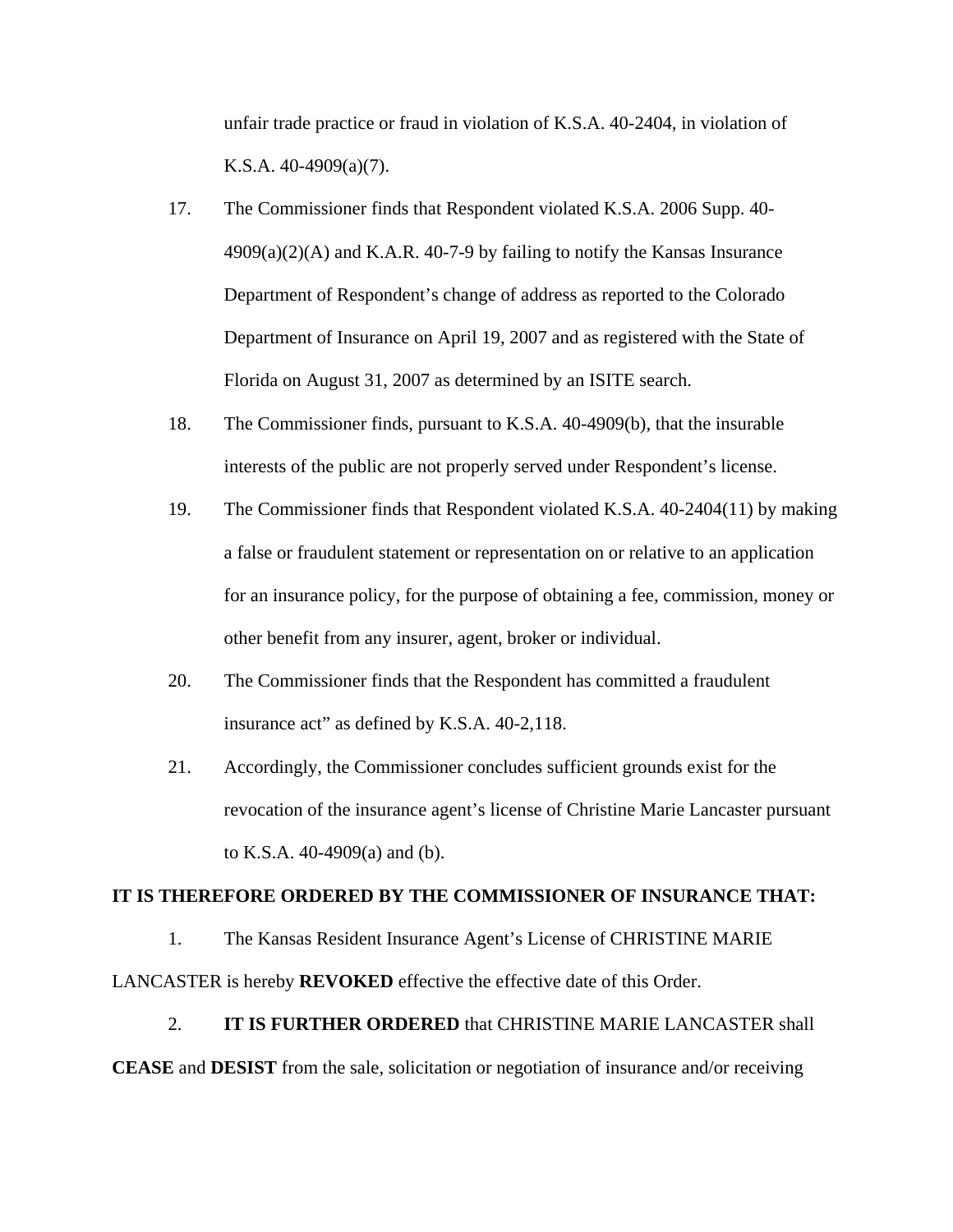unfair trade practice or fraud in violation of K.S.A. 40-2404, in violation of K.S.A. 40-4909(a)(7).

17. The Commissioner finds that Respondent violated K.S.A. 2006 Supp. 40-4909(a)(2)(A) and K.A.R. 40-7-9 by failing to notify the Kansas Insurance Department of Respondent's change of address as reported to the Colorado Department of Insurance on April 19, 2007 and as registered with the State of Florida on August 31, 2007 as determined by an ISITE search.

18. The Commissioner finds, pursuant to K.S.A. 40-4909(b), that the insurable interests of the public are not properly served under Respondent's license.

19. The Commissioner finds that Respondent violated K.S.A. 40-2404(11) by making a false or fraudulent statement or representation on or relative to an application for an insurance policy, for the purpose of obtaining a fee, commission, money or other benefit from any insurer, agent, broker or individual.

20. The Commissioner finds that the Respondent has committed a fraudulent insurance act" as defined by K.S.A. 40-2,118.

21. Accordingly, the Commissioner concludes sufficient grounds exist for the revocation of the insurance agent's license of Christine Marie Lancaster pursuant to K.S.A. 40-4909(a) and (b).

**IT IS THEREFORE ORDERED BY THE COMMISSIONER OF INSURANCE THAT:**

1. The Kansas Resident Insurance Agent's License of CHRISTINE MARIE LANCASTER is hereby **REVOKED** effective the effective date of this Order.

2. **IT IS FURTHER ORDERED** that CHRISTINE MARIE LANCASTER shall **CEASE** and **DESIST** from the sale, solicitation or negotiation of insurance and/or receiving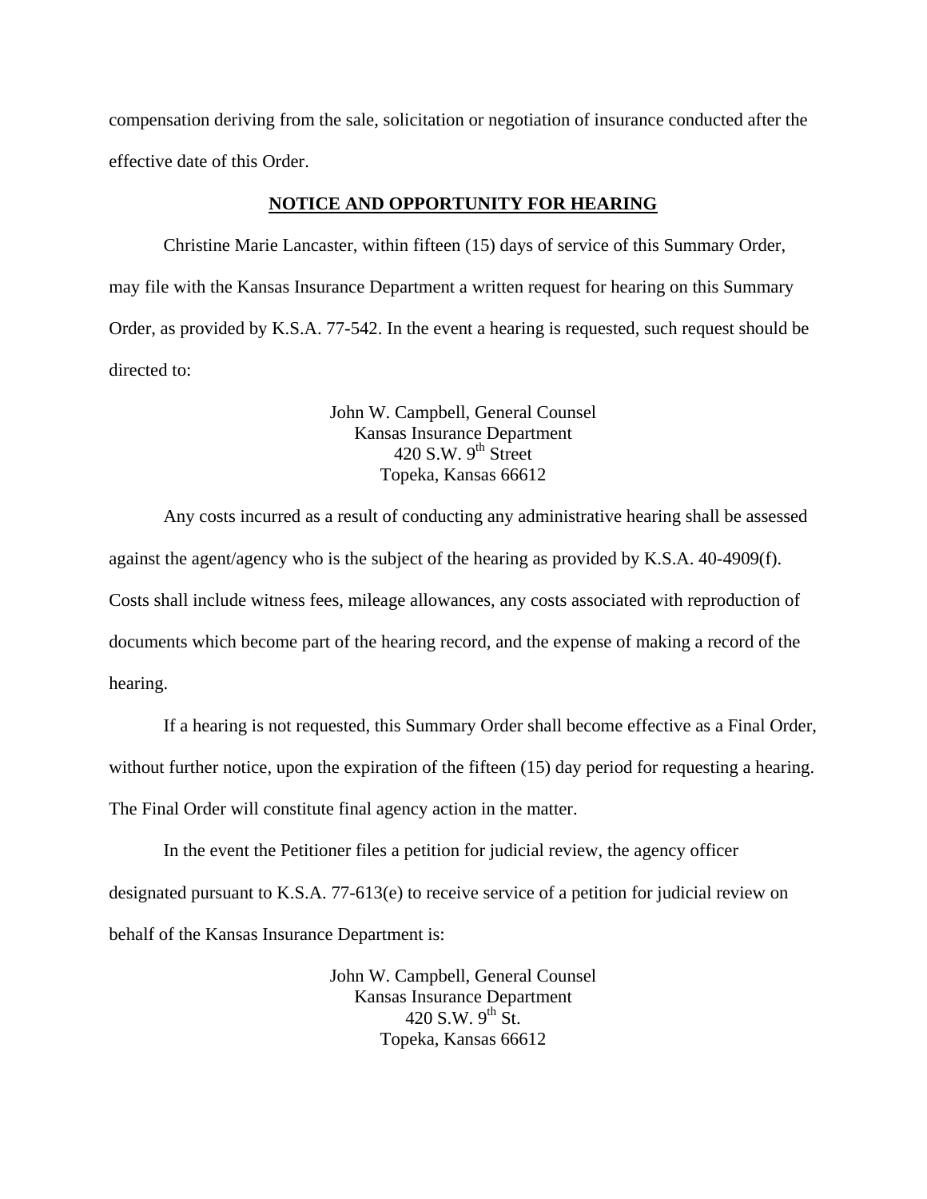compensation deriving from the sale, solicitation or negotiation of insurance conducted after the effective date of this Order.

**NOTICE AND OPPORTUNITY FOR HEARING**

Christine Marie Lancaster, within fifteen (15) days of service of this Summary Order, may file with the Kansas Insurance Department a written request for hearing on this Summary Order, as provided by K.S.A. 77-542. In the event a hearing is requested, such request should be directed to:

John W. Campbell, General Counsel
Kansas Insurance Department
420 S.W. 9th Street
Topeka, Kansas 66612

Any costs incurred as a result of conducting any administrative hearing shall be assessed against the agent/agency who is the subject of the hearing as provided by K.S.A. 40-4909(f). Costs shall include witness fees, mileage allowances, any costs associated with reproduction of documents which become part of the hearing record, and the expense of making a record of the hearing.

If a hearing is not requested, this Summary Order shall become effective as a Final Order, without further notice, upon the expiration of the fifteen (15) day period for requesting a hearing. The Final Order will constitute final agency action in the matter.

In the event the Petitioner files a petition for judicial review, the agency officer designated pursuant to K.S.A. 77-613(e) to receive service of a petition for judicial review on behalf of the Kansas Insurance Department is:

John W. Campbell, General Counsel
Kansas Insurance Department
420 S.W. 9th St.
Topeka, Kansas 66612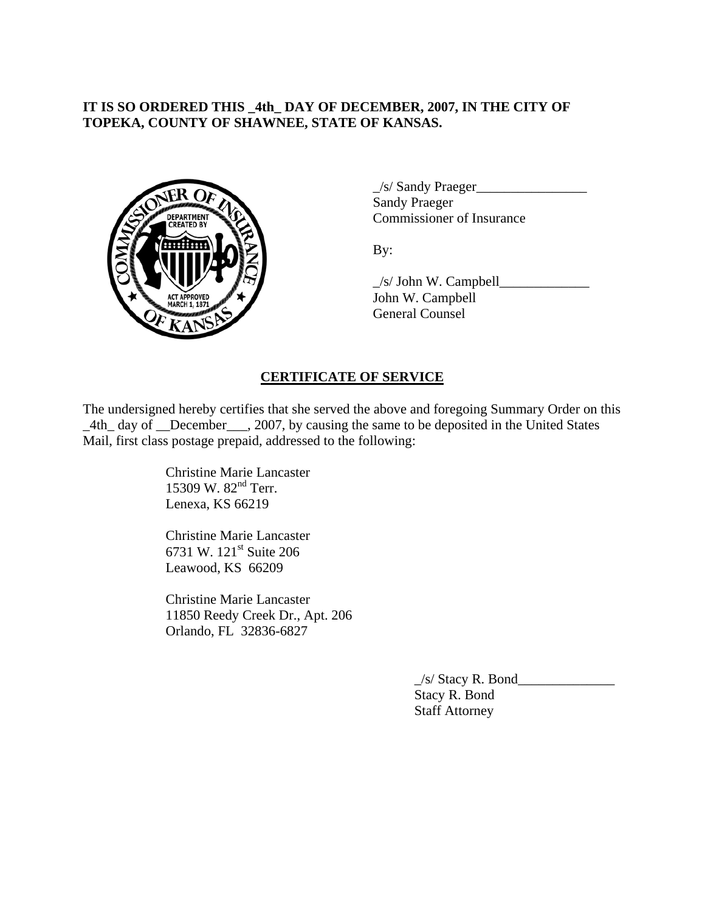**IT IS SO ORDERED THIS _4th_ DAY OF DECEMBER, 2007, IN THE CITY OF TOPEKA, COUNTY OF SHAWNEE, STATE OF KANSAS.**

_/s/ Sandy Praeger________________
Sandy Praeger
Commissioner of Insurance

By:

_/s/ John W. Campbell_____________
John W. Campbell
General Counsel

## CERTIFICATE OF SERVICE

The undersigned hereby certifies that she served the above and foregoing Summary Order on this _4th_ day of __December___, 2007, by causing the same to be deposited in the United States Mail, first class postage prepaid, addressed to the following:

Christine Marie Lancaster
15309 W. 82nd Terr.
Lenexa, KS 66219

Christine Marie Lancaster
6731 W. 121st Suite 206
Leawood, KS 66209

Christine Marie Lancaster
11850 Reedy Creek Dr., Apt. 206
Orlando, FL 32836-6827

_/s/ Stacy R. Bond______________
Stacy R. Bond
Staff Attorney